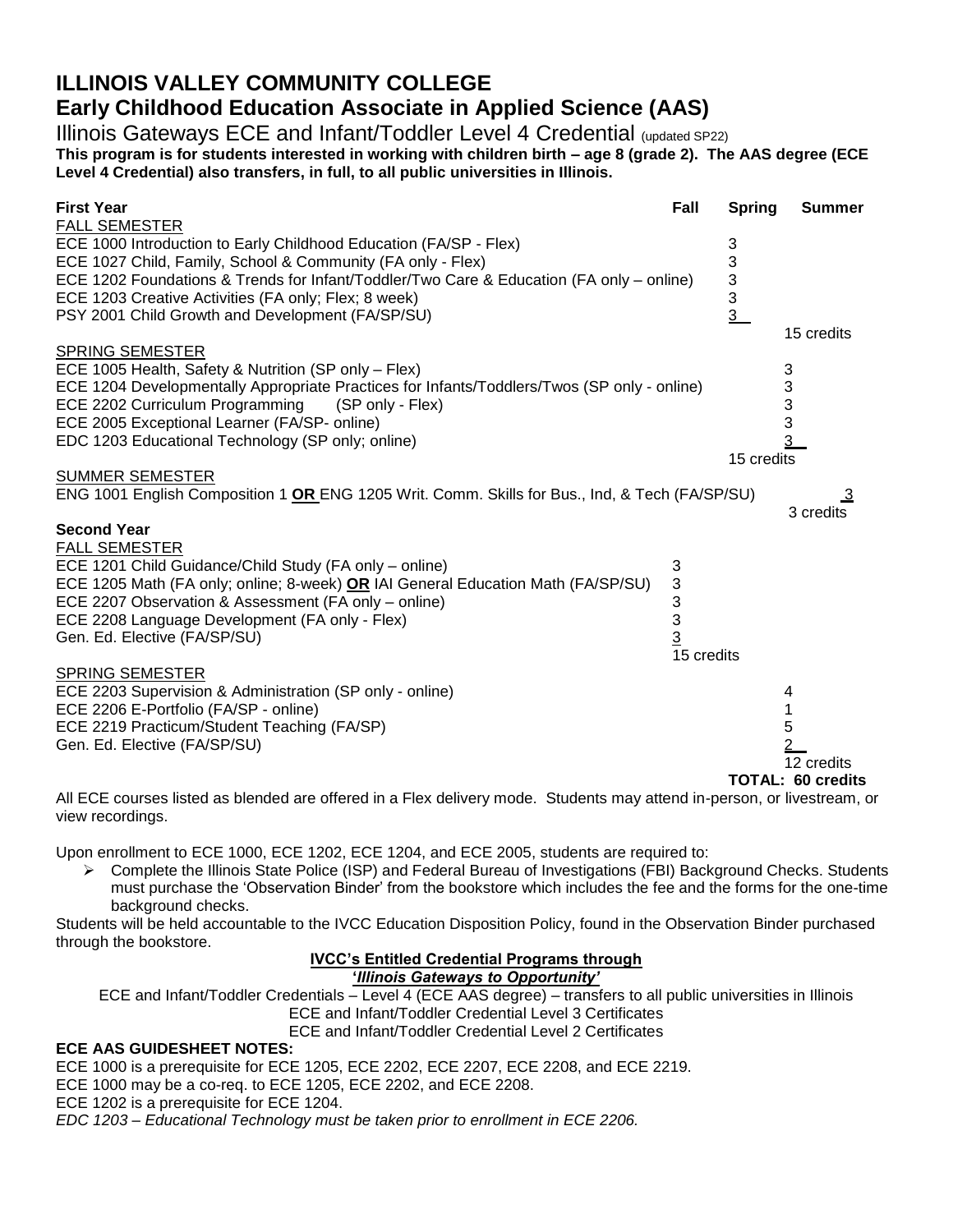# ILLINOIS VALLEY COMMUNITY COLLEGE

## Early Childhood Education Associate in Applied Science (AAS)

Illinois Gateways ECE and Infant/Toddler Level 4 Credential (updated SP22)

**This program is for students interested in working with children birth – age 8 (grade 2). The AAS degree (ECE Level 4 Credential) also transfers, in full, to all public universities in Illinois.**

| **First Year** | **Fall** | **Spring** | **Summer** |
|---|---|---|---|
| FALL SEMESTER | | | |
| ECE 1000 Introduction to Early Childhood Education (FA/SP - Flex) | | 3 | |
| ECE 1027 Child, Family, School & Community (FA only - Flex) | | 3 | |
| ECE 1202 Foundations & Trends for Infant/Toddler/Two Care & Education (FA only – online) | | 3 | |
| ECE 1203 Creative Activities (FA only; Flex; 8 week) | | 3 | |
| PSY 2001 Child Growth and Development (FA/SP/SU) | | 3 | |
| | | | 15 credits |
| SPRING SEMESTER | | | |
| ECE 1005 Health, Safety & Nutrition (SP only – Flex) | | | 3 |
| ECE 1204 Developmentally Appropriate Practices for Infants/Toddlers/Twos (SP only - online) | | | 3 |
| ECE 2202 Curriculum Programming (SP only - Flex) | | | 3 |
| ECE 2005 Exceptional Learner (FA/SP- online) | | | 3 |
| EDC 1203 Educational Technology (SP only; online) | | | 3 |
| | | 15 credits | |
| SUMMER SEMESTER | | | |
| ENG 1001 English Composition 1 **OR** ENG 1205 Writ. Comm. Skills for Bus., Ind, & Tech (FA/SP/SU) | | | 3 |
| | | | 3 credits |
| **Second Year** | | | |
| FALL SEMESTER | | | |
| ECE 1201 Child Guidance/Child Study (FA only – online) | 3 | | |
| ECE 1205 Math (FA only; online; 8-week) **OR** IAI General Education Math (FA/SP/SU) | 3 | | |
| ECE 2207 Observation & Assessment (FA only – online) | 3 | | |
| ECE 2208 Language Development (FA only - Flex) | 3 | | |
| Gen. Ed. Elective (FA/SP/SU) | 3 | | |
| | 15 credits | | |
| SPRING SEMESTER | | | |
| ECE 2203 Supervision & Administration (SP only - online) | | | 4 |
| ECE 2206 E-Portfolio (FA/SP - online) | | | 1 |
| ECE 2219 Practicum/Student Teaching (FA/SP) | | | 5 |
| Gen. Ed. Elective (FA/SP/SU) | | | 2 |
| | | | 12 credits |
| | | | **TOTAL: 60 credits** |

All ECE courses listed as blended are offered in a Flex delivery mode. Students may attend in-person, or livestream, or view recordings.

Upon enrollment to ECE 1000, ECE 1202, ECE 1204, and ECE 2005, students are required to:

- Complete the Illinois State Police (ISP) and Federal Bureau of Investigations (FBI) Background Checks. Students must purchase the 'Observation Binder' from the bookstore which includes the fee and the forms for the one-time background checks.

Students will be held accountable to the IVCC Education Disposition Policy, found in the Observation Binder purchased through the bookstore.

**IVCC's Entitled Credential Programs through**
***'Illinois Gateways to Opportunity'***

ECE and Infant/Toddler Credentials – Level 4 (ECE AAS degree) – transfers to all public universities in Illinois
ECE and Infant/Toddler Credential Level 3 Certificates
ECE and Infant/Toddler Credential Level 2 Certificates

**ECE AAS GUIDESHEET NOTES:**

ECE 1000 is a prerequisite for ECE 1205, ECE 2202, ECE 2207, ECE 2208, and ECE 2219.
ECE 1000 may be a co-req. to ECE 1205, ECE 2202, and ECE 2208.
ECE 1202 is a prerequisite for ECE 1204.
*EDC 1203 – Educational Technology must be taken prior to enrollment in ECE 2206.*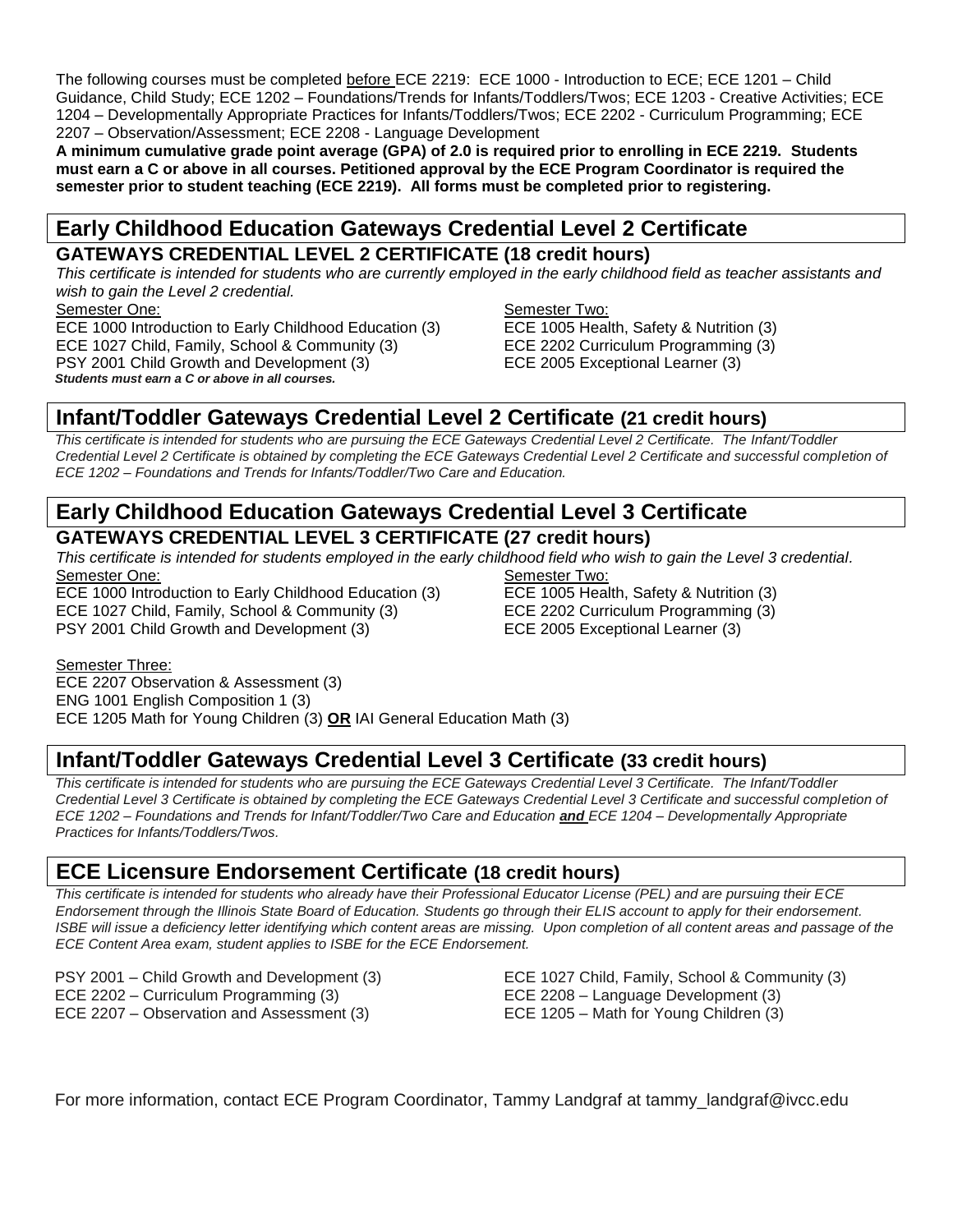The following courses must be completed <u>before</u> ECE 2219: ECE 1000 - Introduction to ECE; ECE 1201 – Child Guidance, Child Study; ECE 1202 – Foundations/Trends for Infants/Toddlers/Twos; ECE 1203 - Creative Activities; ECE 1204 – Developmentally Appropriate Practices for Infants/Toddlers/Twos; ECE 2202 - Curriculum Programming; ECE 2207 – Observation/Assessment; ECE 2208 - Language Development

**A minimum cumulative grade point average (GPA) of 2.0 is required prior to enrolling in ECE 2219. Students must earn a C or above in all courses. Petitioned approval by the ECE Program Coordinator is required the semester prior to student teaching (ECE 2219). All forms must be completed prior to registering.**

## Early Childhood Education Gateways Credential Level 2 Certificate

### GATEWAYS CREDENTIAL LEVEL 2 CERTIFICATE (18 credit hours)

*This certificate is intended for students who are currently employed in the early childhood field as teacher assistants and wish to gain the Level 2 credential.*

<u>Semester One:</u>
ECE 1000 Introduction to Early Childhood Education (3)
ECE 1027 Child, Family, School & Community (3)
PSY 2001 Child Growth and Development (3)

<u>Semester Two:</u>
ECE 1005 Health, Safety & Nutrition (3)
ECE 2202 Curriculum Programming (3)
ECE 2005 Exceptional Learner (3)

***Students must earn a C or above in all courses.***

## Infant/Toddler Gateways Credential Level 2 Certificate (21 credit hours)

*This certificate is intended for students who are pursuing the ECE Gateways Credential Level 2 Certificate. The Infant/Toddler Credential Level 2 Certificate is obtained by completing the ECE Gateways Credential Level 2 Certificate and successful completion of ECE 1202 – Foundations and Trends for Infants/Toddler/Two Care and Education.*

## Early Childhood Education Gateways Credential Level 3 Certificate

### GATEWAYS CREDENTIAL LEVEL 3 CERTIFICATE (27 credit hours)

*This certificate is intended for students employed in the early childhood field who wish to gain the Level 3 credential.*

<u>Semester One:</u>
ECE 1000 Introduction to Early Childhood Education (3)
ECE 1027 Child, Family, School & Community (3)
PSY 2001 Child Growth and Development (3)

<u>Semester Two:</u>
ECE 1005 Health, Safety & Nutrition (3)
ECE 2202 Curriculum Programming (3)
ECE 2005 Exceptional Learner (3)

<u>Semester Three:</u>
ECE 2207 Observation & Assessment (3)
ENG 1001 English Composition 1 (3)
ECE 1205 Math for Young Children (3) **<u>OR</u>** IAI General Education Math (3)

## Infant/Toddler Gateways Credential Level 3 Certificate (33 credit hours)

*This certificate is intended for students who are pursuing the ECE Gateways Credential Level 3 Certificate. The Infant/Toddler Credential Level 3 Certificate is obtained by completing the ECE Gateways Credential Level 3 Certificate and successful completion of ECE 1202 – Foundations and Trends for Infant/Toddler/Two Care and Education **<u>and</u>** ECE 1204 – Developmentally Appropriate Practices for Infants/Toddlers/Twos.*

## ECE Licensure Endorsement Certificate (18 credit hours)

*This certificate is intended for students who already have their Professional Educator License (PEL) and are pursuing their ECE Endorsement through the Illinois State Board of Education. Students go through their ELIS account to apply for their endorsement. ISBE will issue a deficiency letter identifying which content areas are missing. Upon completion of all content areas and passage of the ECE Content Area exam, student applies to ISBE for the ECE Endorsement.*

PSY 2001 – Child Growth and Development (3)
ECE 2202 – Curriculum Programming (3)
ECE 2207 – Observation and Assessment (3)
ECE 1027 Child, Family, School & Community (3)
ECE 2208 – Language Development (3)
ECE 1205 – Math for Young Children (3)

For more information, contact ECE Program Coordinator, Tammy Landgraf at tammy_landgraf@ivcc.edu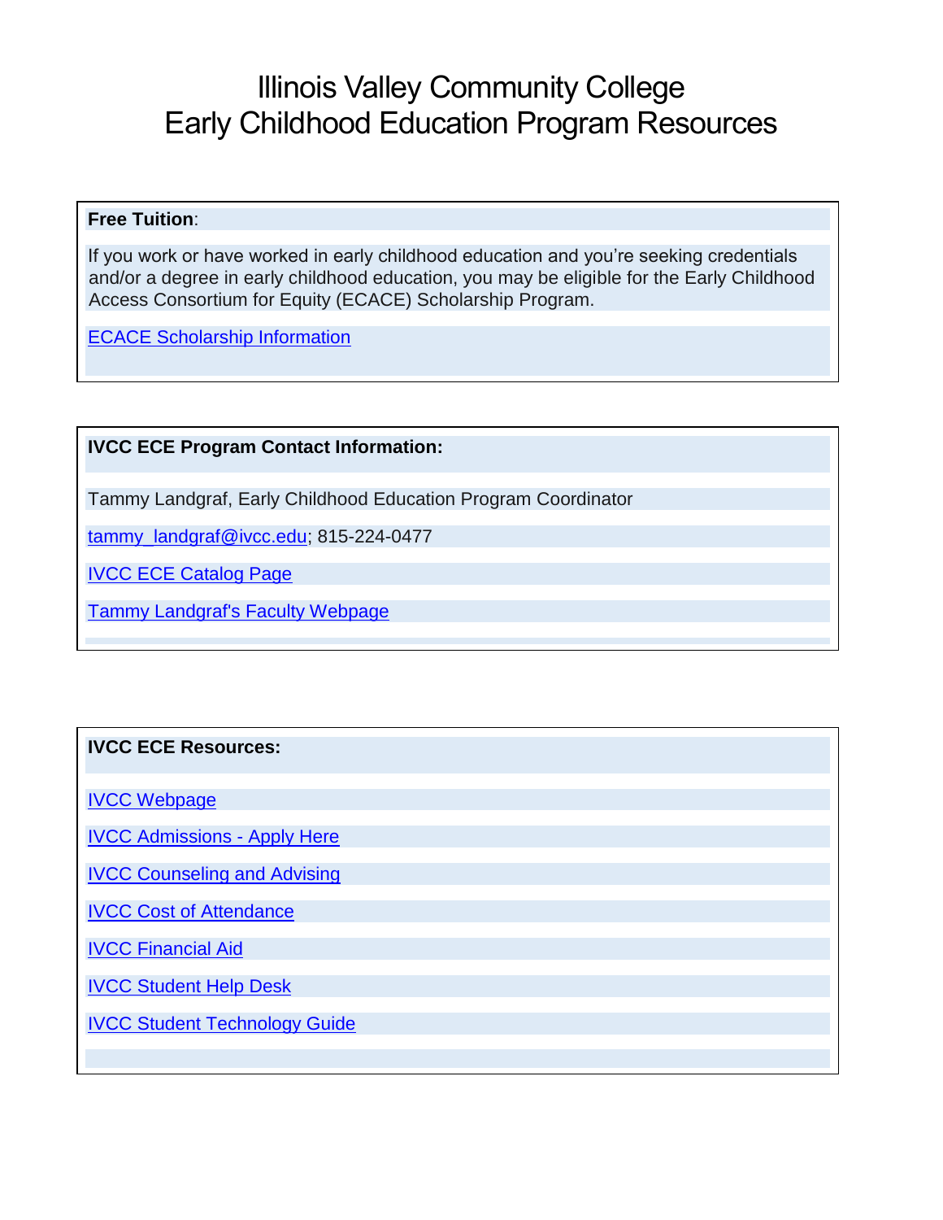# Illinois Valley Community College
# Early Childhood Education Program Resources

**Free Tuition**:

If you work or have worked in early childhood education and you're seeking credentials and/or a degree in early childhood education, you may be eligible for the Early Childhood Access Consortium for Equity (ECACE) Scholarship Program.

ECACE Scholarship Information

**IVCC ECE Program Contact Information:**

Tammy Landgraf, Early Childhood Education Program Coordinator

tammy_landgraf@ivcc.edu; 815-224-0477

IVCC ECE Catalog Page

Tammy Landgraf's Faculty Webpage

**IVCC ECE Resources:**

IVCC Webpage

IVCC Admissions - Apply Here

IVCC Counseling and Advising

IVCC Cost of Attendance

IVCC Financial Aid

IVCC Student Help Desk

IVCC Student Technology Guide